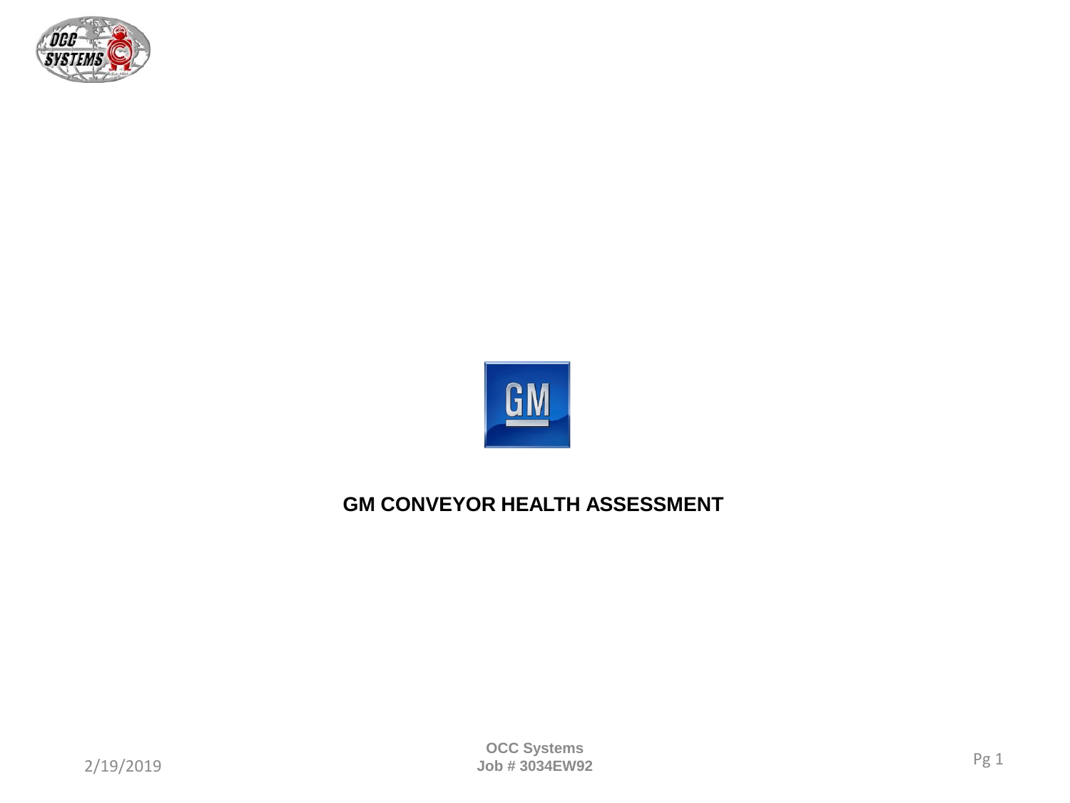# GM CONVEYOR HEALTH ASSESSMENT

2/19/2019

OCC Systems
Job # 3034EW92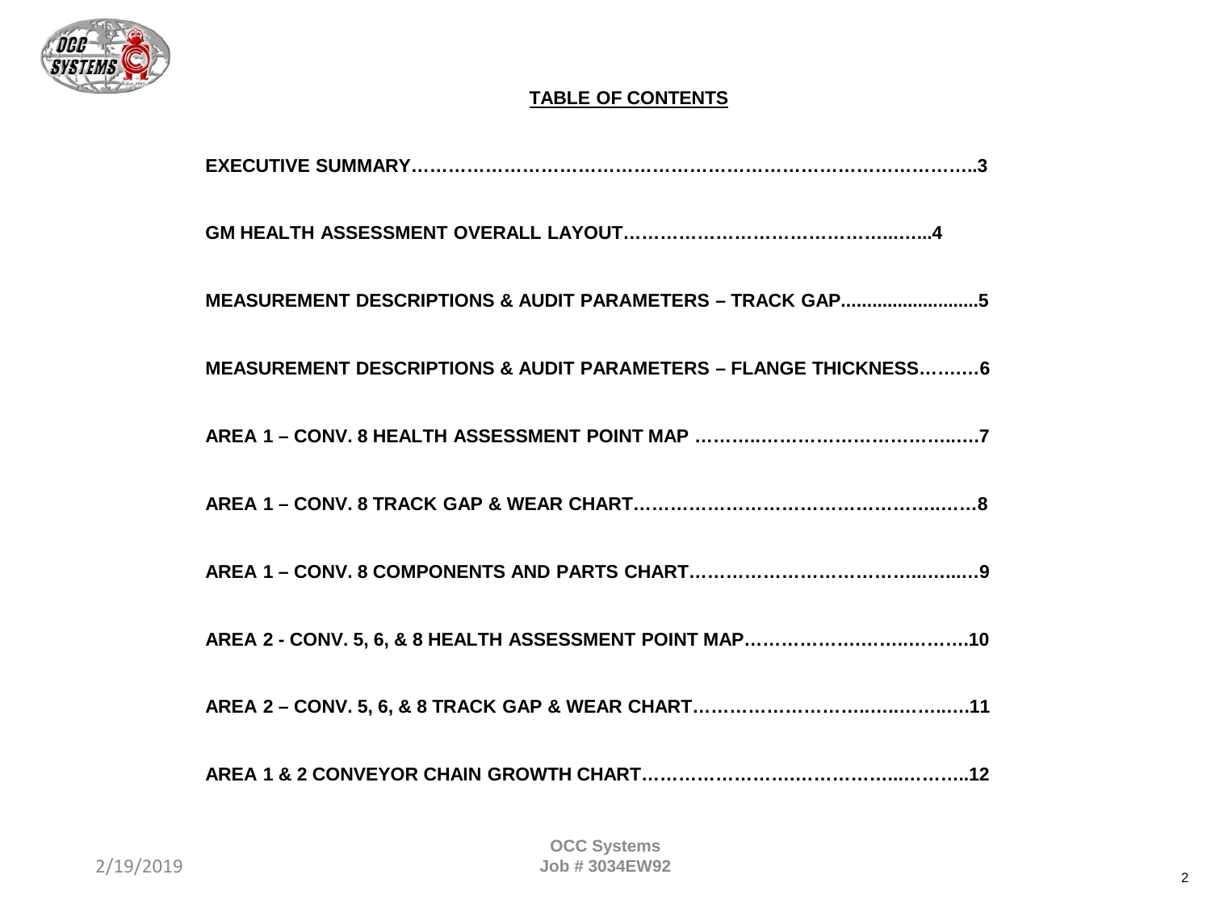## TABLE OF CONTENTS

**EXECUTIVE SUMMARY……………………………………………………………………………..3**

**GM HEALTH ASSESSMENT OVERALL LAYOUT……………………………………..…...4**

**MEASUREMENT DESCRIPTIONS & AUDIT PARAMETERS – TRACK GAP...........................5**

**MEASUREMENT DESCRIPTIONS & AUDIT PARAMETERS – FLANGE THICKNESS……….6**

**AREA 1 – CONV. 8 HEALTH ASSESSMENT POINT MAP ………..…………………………..….7**

**AREA 1 – CONV. 8 TRACK GAP & WEAR CHART……………………………………………..….8**

**AREA 1 – CONV. 8 COMPONENTS AND PARTS CHART…………………………………..…..…9**

**AREA 2 - CONV. 5, 6, & 8 HEALTH ASSESSMENT POINT MAP……………………..……….10**

**AREA 2 – CONV. 5, 6, & 8 TRACK GAP & WEAR CHART…………………………..…..……..….11**

**AREA 1 & 2 CONVEYOR CHAIN GROWTH CHART…………………………………...………...12**

2/19/2019

OCC Systems
Job # 3034EW92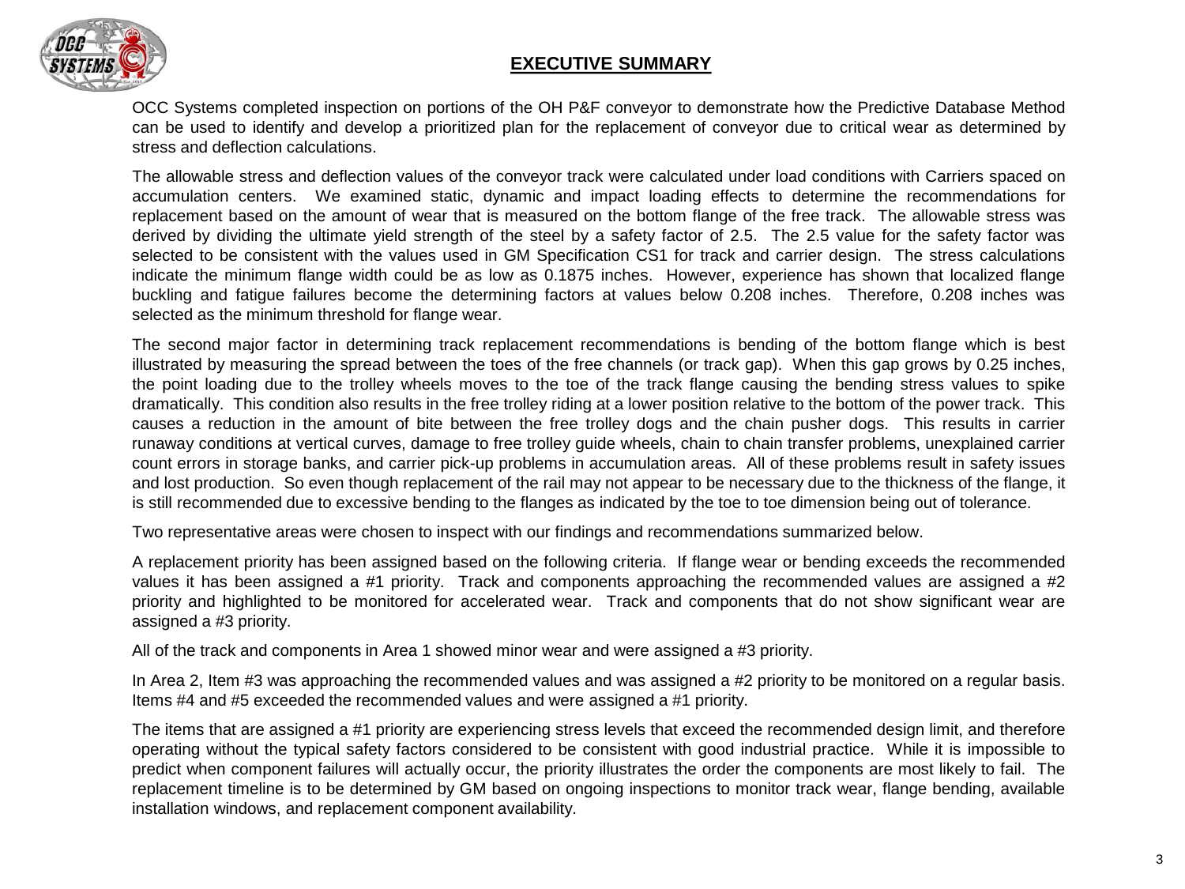# EXECUTIVE SUMMARY

OCC Systems completed inspection on portions of the OH P&F conveyor to demonstrate how the Predictive Database Method can be used to identify and develop a prioritized plan for the replacement of conveyor due to critical wear as determined by stress and deflection calculations.

The allowable stress and deflection values of the conveyor track were calculated under load conditions with Carriers spaced on accumulation centers. We examined static, dynamic and impact loading effects to determine the recommendations for replacement based on the amount of wear that is measured on the bottom flange of the free track. The allowable stress was derived by dividing the ultimate yield strength of the steel by a safety factor of 2.5. The 2.5 value for the safety factor was selected to be consistent with the values used in GM Specification CS1 for track and carrier design. The stress calculations indicate the minimum flange width could be as low as 0.1875 inches. However, experience has shown that localized flange buckling and fatigue failures become the determining factors at values below 0.208 inches. Therefore, 0.208 inches was selected as the minimum threshold for flange wear.

The second major factor in determining track replacement recommendations is bending of the bottom flange which is best illustrated by measuring the spread between the toes of the free channels (or track gap). When this gap grows by 0.25 inches, the point loading due to the trolley wheels moves to the toe of the track flange causing the bending stress values to spike dramatically. This condition also results in the free trolley riding at a lower position relative to the bottom of the power track. This causes a reduction in the amount of bite between the free trolley dogs and the chain pusher dogs. This results in carrier runaway conditions at vertical curves, damage to free trolley guide wheels, chain to chain transfer problems, unexplained carrier count errors in storage banks, and carrier pick-up problems in accumulation areas. All of these problems result in safety issues and lost production. So even though replacement of the rail may not appear to be necessary due to the thickness of the flange, it is still recommended due to excessive bending to the flanges as indicated by the toe to toe dimension being out of tolerance.

Two representative areas were chosen to inspect with our findings and recommendations summarized below.

A replacement priority has been assigned based on the following criteria. If flange wear or bending exceeds the recommended values it has been assigned a #1 priority. Track and components approaching the recommended values are assigned a #2 priority and highlighted to be monitored for accelerated wear. Track and components that do not show significant wear are assigned a #3 priority.

All of the track and components in Area 1 showed minor wear and were assigned a #3 priority.

In Area 2, Item #3 was approaching the recommended values and was assigned a #2 priority to be monitored on a regular basis. Items #4 and #5 exceeded the recommended values and were assigned a #1 priority.

The items that are assigned a #1 priority are experiencing stress levels that exceed the recommended design limit, and therefore operating without the typical safety factors considered to be consistent with good industrial practice. While it is impossible to predict when component failures will actually occur, the priority illustrates the order the components are most likely to fail. The replacement timeline is to be determined by GM based on ongoing inspections to monitor track wear, flange bending, available installation windows, and replacement component availability.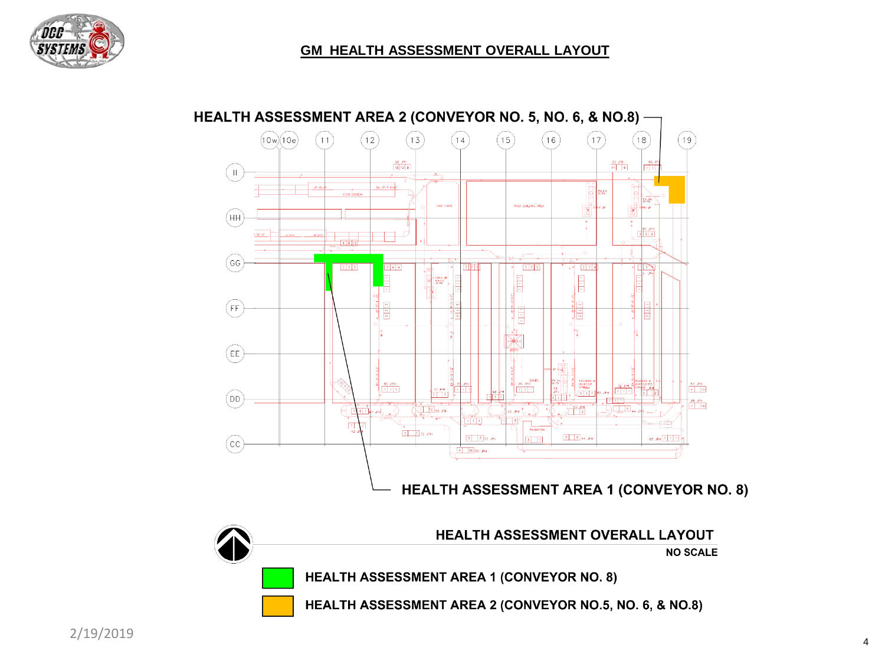## GM HEALTH ASSESSMENT OVERALL LAYOUT

HEALTH ASSESSMENT AREA 2 (CONVEYOR NO. 5, NO. 6, & NO.8)

HEALTH ASSESSMENT AREA 1 (CONVEYOR NO. 8)

**HEALTH ASSESSMENT OVERALL LAYOUT**

**NO SCALE**

- HEALTH ASSESSMENT AREA 1 (CONVEYOR NO. 8)
- HEALTH ASSESSMENT AREA 2 (CONVEYOR NO.5, NO. 6, & NO.8)

2/19/2019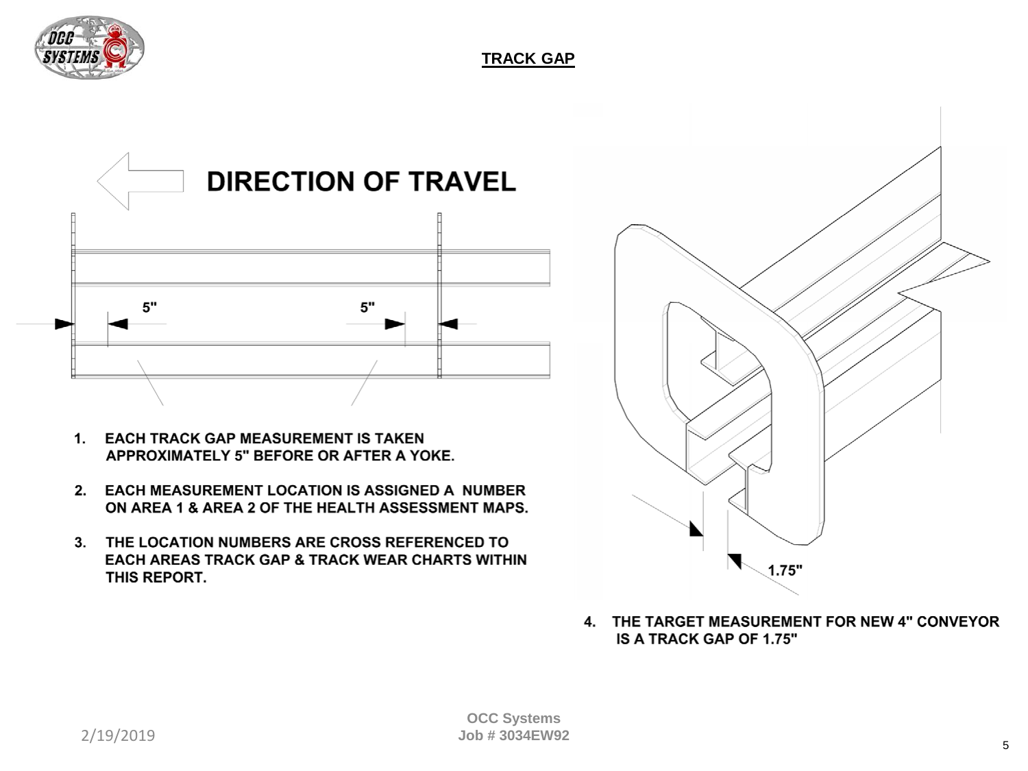# TRACK GAP

DIRECTION OF TRAVEL

5"

5"

1. EACH TRACK GAP MEASUREMENT IS TAKEN APPROXIMATELY 5" BEFORE OR AFTER A YOKE.

2. EACH MEASUREMENT LOCATION IS ASSIGNED A NUMBER ON AREA 1 & AREA 2 OF THE HEALTH ASSESSMENT MAPS.

3. THE LOCATION NUMBERS ARE CROSS REFERENCED TO EACH AREAS TRACK GAP & TRACK WEAR CHARTS WITHIN THIS REPORT.

1.75"

4. THE TARGET MEASUREMENT FOR NEW 4" CONVEYOR IS A TRACK GAP OF 1.75"

2/19/2019

OCC Systems
Job # 3034EW92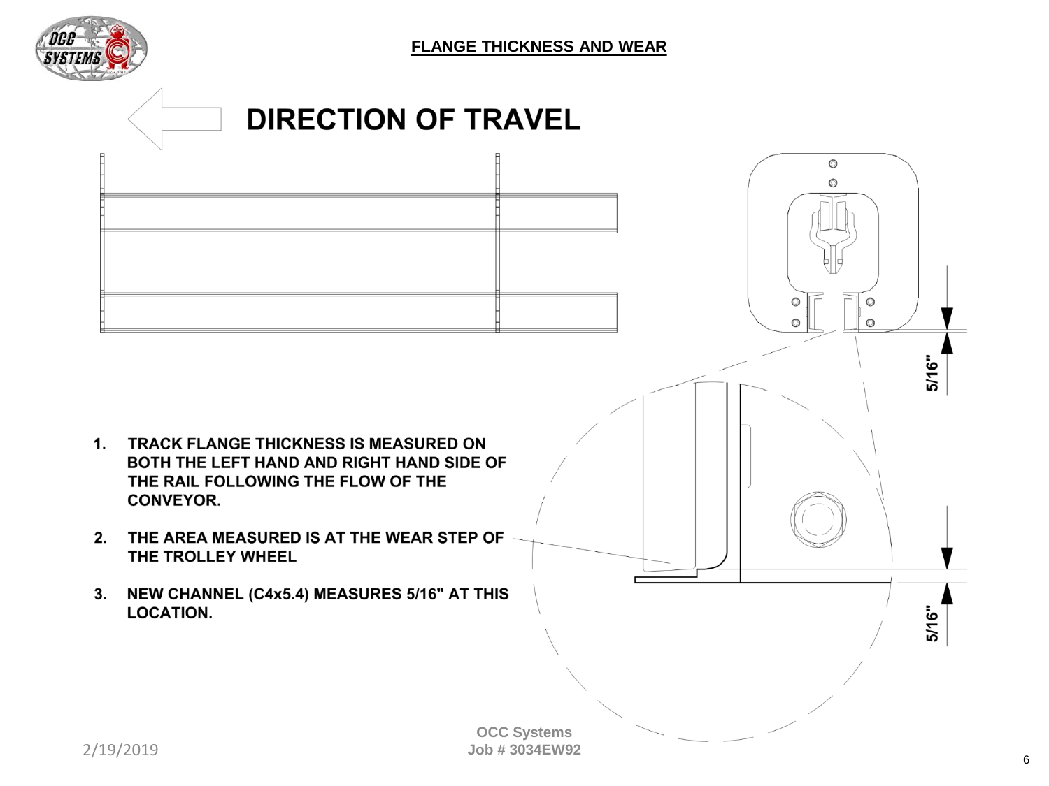## FLANGE THICKNESS AND WEAR

**DIRECTION OF TRAVEL**

5/16"

5/16"

1. **TRACK FLANGE THICKNESS IS MEASURED ON BOTH THE LEFT HAND AND RIGHT HAND SIDE OF THE RAIL FOLLOWING THE FLOW OF THE CONVEYOR.**

2. **THE AREA MEASURED IS AT THE WEAR STEP OF THE TROLLEY WHEEL**

3. **NEW CHANNEL (C4x5.4) MEASURES 5/16" AT THIS LOCATION.**

2/19/2019

**OCC Systems**
**Job # 3034EW92**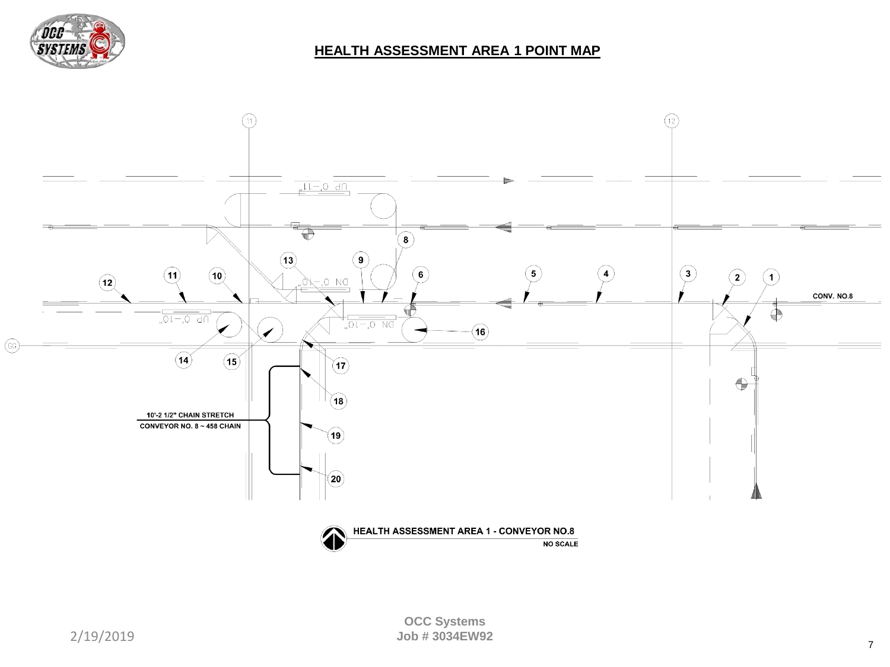# HEALTH ASSESSMENT AREA 1 POINT MAP

11

12

UP 0'-11"

DN 0'-10"

UP 0'-10"

DN 0'-10"

CONV. NO.8

CG

1 2 3 4 5 6 8 9 10 11 12 13 14 15 16 17 18 19 20

**10'-2 1/2" CHAIN STRETCH**

**CONVEYOR NO. 8 ~ 458 CHAIN**

**HEALTH ASSESSMENT AREA 1 - CONVEYOR NO.8**

**NO SCALE**

2/19/2019

**OCC Systems**
**Job # 3034EW92**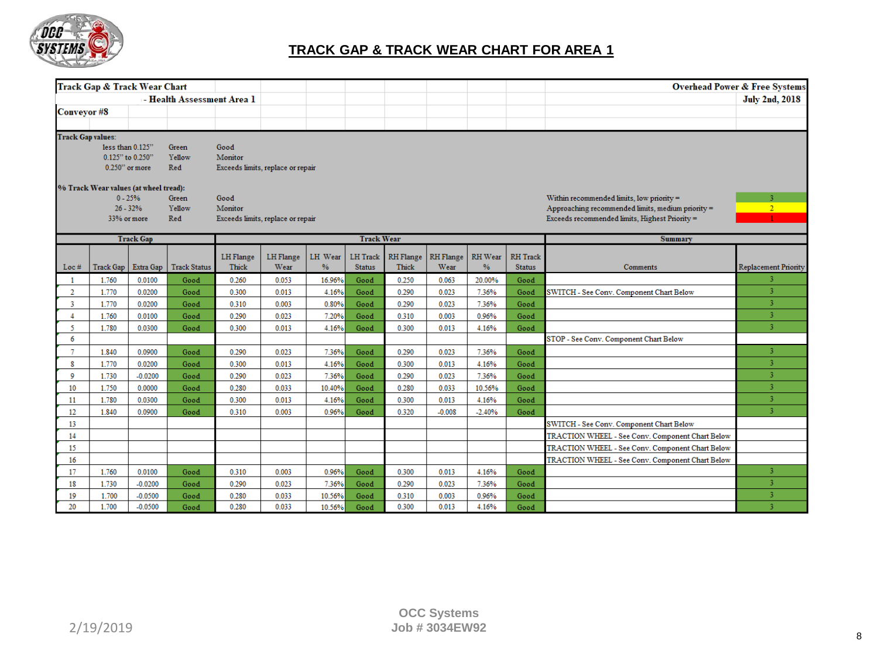# TRACK GAP & TRACK WEAR CHART FOR AREA 1

**Track Gap & Track Wear Chart** — **Overhead Power & Free Systems**

**- Health Assessment Area 1** — **July 2nd, 2018**

**Conveyor #8**

**Track Gap values:**

| | | |
|---|---|---|
| less than 0.125" | Green | Good |
| 0.125" to 0.250" | Yellow | Monitor |
| 0.250" or more | Red | Exceeds limits, replace or repair |

**% Track Wear values (at wheel tread):**

| | | |
|---|---|---|
| 0 - 25% | Green | Good |
| 26 - 32% | Yellow | Monitor |
| 33% or more | Red | Exceeds limits, replace or repair |

| | |
|---|---|
| Within recommended limits, low priority = | 3 |
| Approaching recommended limits, medium priority = | 2 |
| Exceeds recommended limits, Highest Priority = | 1 |

| Track Gap | | | | Track Wear | | | | | | | | Summary | |
|---|---|---|---|---|---|---|---|---|---|---|---|---|---|
| Loc # | Track Gap | Extra Gap | Track Status | LH Flange Thick | LH Flange Wear | LH Wear % | LH Track Status | RH Flange Thick | RH Flange Wear | RH Wear % | RH Track Status | Comments | Replacement Priority |
| 1 | 1.760 | 0.0100 | Good | 0.260 | 0.053 | 16.96% | Good | 0.250 | 0.063 | 20.00% | Good | | 3 |
| 2 | 1.770 | 0.0200 | Good | 0.300 | 0.013 | 4.16% | Good | 0.290 | 0.023 | 7.36% | Good | SWITCH - See Conv. Component Chart Below | 3 |
| 3 | 1.770 | 0.0200 | Good | 0.310 | 0.003 | 0.80% | Good | 0.290 | 0.023 | 7.36% | Good | | 3 |
| 4 | 1.760 | 0.0100 | Good | 0.290 | 0.023 | 7.20% | Good | 0.310 | 0.003 | 0.96% | Good | | 3 |
| 5 | 1.780 | 0.0300 | Good | 0.300 | 0.013 | 4.16% | Good | 0.300 | 0.013 | 4.16% | Good | | 3 |
| 6 | | | | | | | | | | | | STOP - See Conv. Component Chart Below | |
| 7 | 1.840 | 0.0900 | Good | 0.290 | 0.023 | 7.36% | Good | 0.290 | 0.023 | 7.36% | Good | | 3 |
| 8 | 1.770 | 0.0200 | Good | 0.300 | 0.013 | 4.16% | Good | 0.300 | 0.013 | 4.16% | Good | | 3 |
| 9 | 1.730 | -0.0200 | Good | 0.290 | 0.023 | 7.36% | Good | 0.290 | 0.023 | 7.36% | Good | | 3 |
| 10 | 1.750 | 0.0000 | Good | 0.280 | 0.033 | 10.40% | Good | 0.280 | 0.033 | 10.56% | Good | | 3 |
| 11 | 1.780 | 0.0300 | Good | 0.300 | 0.013 | 4.16% | Good | 0.300 | 0.013 | 4.16% | Good | | 3 |
| 12 | 1.840 | 0.0900 | Good | 0.310 | 0.003 | 0.96% | Good | 0.320 | -0.008 | -2.40% | Good | | 3 |
| 13 | | | | | | | | | | | | SWITCH - See Conv. Component Chart Below | |
| 14 | | | | | | | | | | | | TRACTION WHEEL - See Conv. Component Chart Below | |
| 15 | | | | | | | | | | | | TRACTION WHEEL - See Conv. Component Chart Below | |
| 16 | | | | | | | | | | | | TRACTION WHEEL - See Conv. Component Chart Below | |
| 17 | 1.760 | 0.0100 | Good | 0.310 | 0.003 | 0.96% | Good | 0.300 | 0.013 | 4.16% | Good | | 3 |
| 18 | 1.730 | -0.0200 | Good | 0.290 | 0.023 | 7.36% | Good | 0.290 | 0.023 | 7.36% | Good | | 3 |
| 19 | 1.700 | -0.0500 | Good | 0.280 | 0.033 | 10.56% | Good | 0.310 | 0.003 | 0.96% | Good | | 3 |
| 20 | 1.700 | -0.0500 | Good | 0.280 | 0.033 | 10.56% | Good | 0.300 | 0.013 | 4.16% | Good | | 3 |

2/19/2019

**OCC Systems**
**Job # 3034EW92**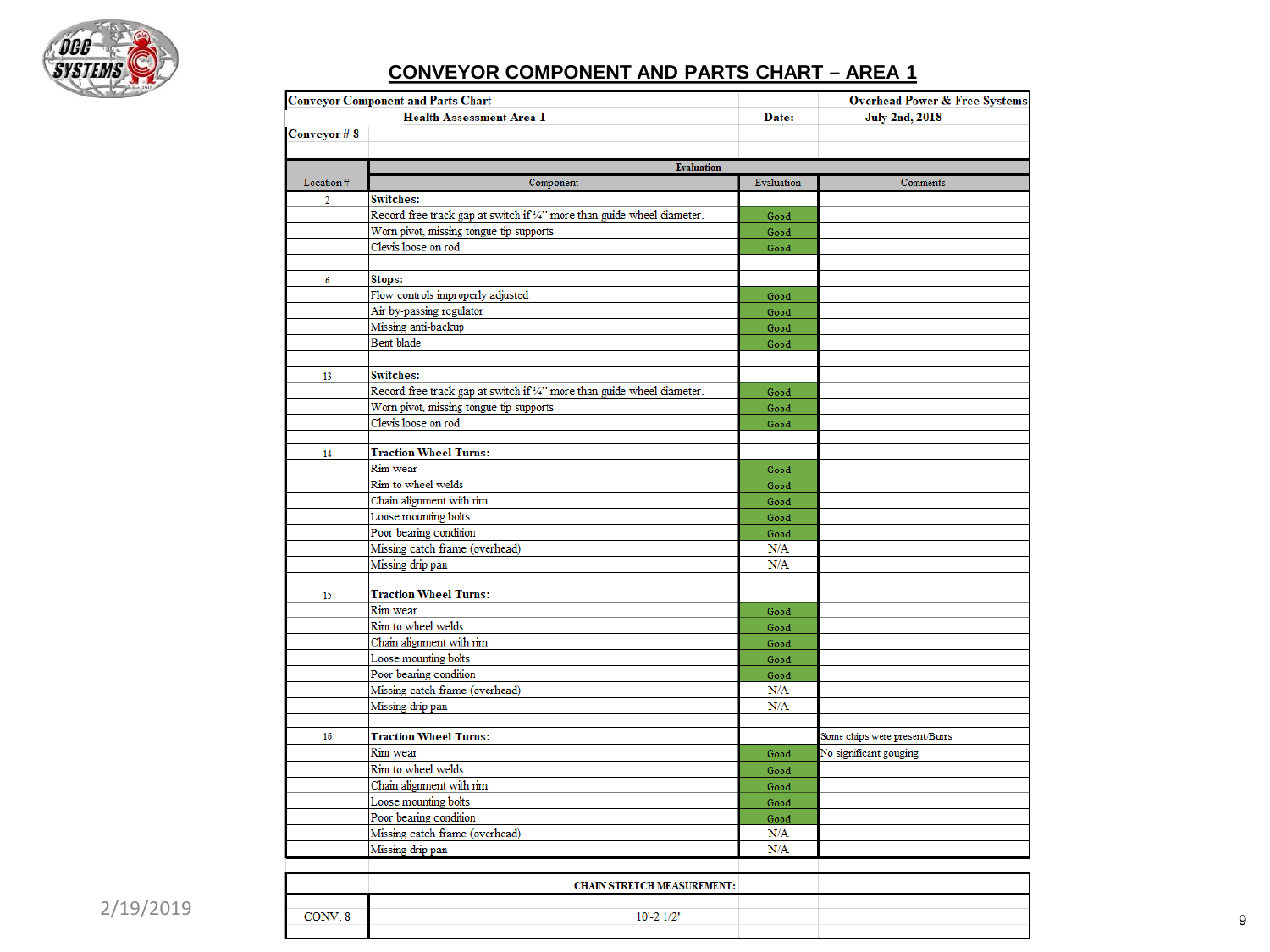# CONVEYOR COMPONENT AND PARTS CHART – AREA 1

| Conveyor Component and Parts Chart | | | Overhead Power & Free Systems |
|---|---|---|---|
| | Health Assessment Area 1 | Date: | July 2nd, 2018 |
| Conveyor # 8 | | | |
| | Evaluation | | |
| Location # | Component | Evaluation | Comments |
| 2 | **Switches:** | | |
| | Record free track gap at switch if ¼" more than guide wheel diameter. | Good | |
| | Worn pivot, missing tongue tip supports | Good | |
| | Clevis loose on rod | Good | |
| | | | |
| 6 | **Stops:** | | |
| | Flow controls improperly adjusted | Good | |
| | Air by-passing regulator | Good | |
| | Missing anti-backup | Good | |
| | Bent blade | Good | |
| | | | |
| 13 | **Switches:** | | |
| | Record free track gap at switch if ¼" more than guide wheel diameter. | Good | |
| | Worn pivot, missing tongue tip supports | Good | |
| | Clevis loose on rod | Good | |
| | | | |
| 14 | **Traction Wheel Turns:** | | |
| | Rim wear | Good | |
| | Rim to wheel welds | Good | |
| | Chain alignment with rim | Good | |
| | Loose mounting bolts | Good | |
| | Poor bearing condition | Good | |
| | Missing catch frame (overhead) | N/A | |
| | Missing drip pan | N/A | |
| | | | |
| 15 | **Traction Wheel Turns:** | | |
| | Rim wear | Good | |
| | Rim to wheel welds | Good | |
| | Chain alignment with rim | Good | |
| | Loose mounting bolts | Good | |
| | Poor bearing condition | Good | |
| | Missing catch frame (overhead) | N/A | |
| | Missing drip pan | N/A | |
| | | | |
| 16 | **Traction Wheel Turns:** | | Some chips were present/Burrs |
| | Rim wear | Good | No significant gouging |
| | Rim to wheel welds | Good | |
| | Chain alignment with rim | Good | |
| | Loose mounting bolts | Good | |
| | Poor bearing condition | Good | |
| | Missing catch frame (overhead) | N/A | |
| | Missing drip pan | N/A | |

| | CHAIN STRETCH MEASUREMENT: | | |
|---|---|---|---|
| CONV. 8 | 10'-2 1/2' | | |

2/19/2019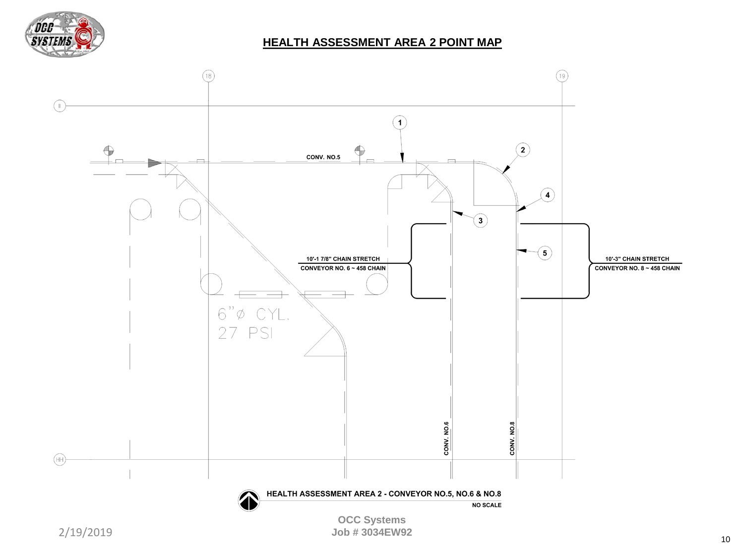# HEALTH ASSESSMENT AREA 2 POINT MAP

18

19

II

1

2

CONV. NO.5

4

3

5

10'-1 7/8" CHAIN STRETCH

CONVEYOR NO. 6 ~ 458 CHAIN

10'-3" CHAIN STRETCH

CONVEYOR NO. 8 ~ 458 CHAIN

6"Ø CYL.
27 PSI

CONV. NO.6

CONV. NO.8

HH

**HEALTH ASSESSMENT AREA 2 - CONVEYOR NO.5, NO.6 & NO.8**

NO SCALE

**OCC Systems**
**Job # 3034EW92**

2/19/2019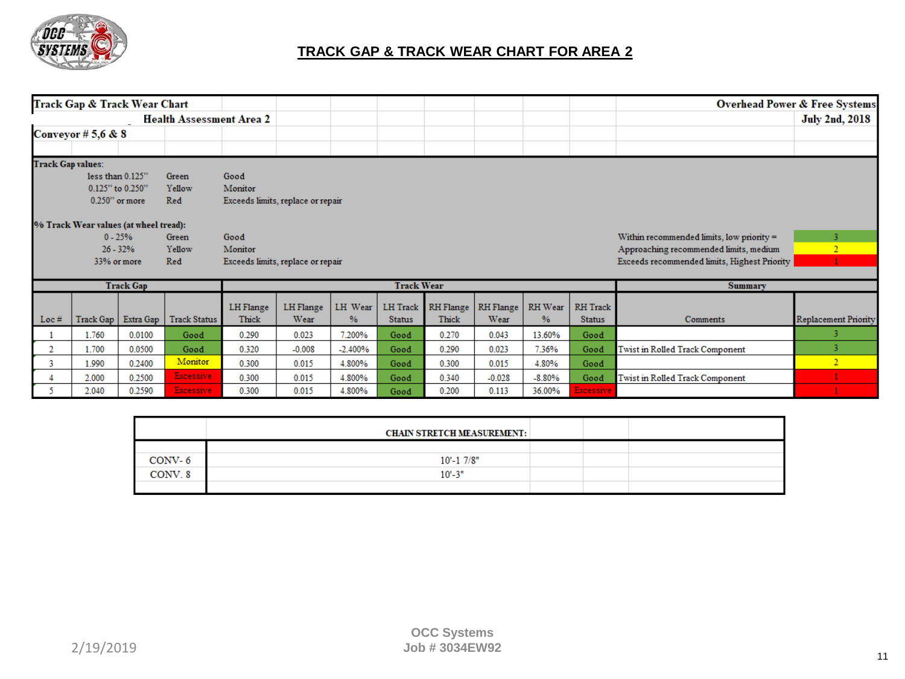# TRACK GAP & TRACK WEAR CHART FOR AREA 2

**Track Gap & Track Wear Chart** — **Overhead Power & Free Systems**

**Health Assessment Area 2** — **July 2nd, 2018**

**Conveyor # 5,6 & 8**

**Track Gap values:**

| | | |
|---|---|---|
| less than 0.125" | Green | Good |
| 0.125" to 0.250" | Yellow | Monitor |
| 0.250" or more | Red | Exceeds limits, replace or repair |

**% Track Wear values (at wheel tread):**

| | | |
|---|---|---|
| 0 - 25% | Green | Good |
| 26 - 32% | Yellow | Monitor |
| 33% or more | Red | Exceeds limits, replace or repair |

| | |
|---|---|
| Within recommended limits, low priority = | 3 |
| Approaching recommended limits, medium | 2 |
| Exceeds recommended limits, Highest Priority | 1 |

| Track Gap | | | | Track Wear | | | | | | | | Summary | |
|---|---|---|---|---|---|---|---|---|---|---|---|---|---|
| Loc # | Track Gap | Extra Gap | Track Status | LH Flange Thick | LH Flange Wear | LH Wear % | LH Track Status | RH Flange Thick | RH Flange Wear | RH Wear % | RH Track Status | Comments | Replacement Priority |
| 1 | 1.760 | 0.0100 | Good | 0.290 | 0.023 | 7.200% | Good | 0.270 | 0.043 | 13.60% | Good | | 3 |
| 2 | 1.700 | 0.0500 | Good | 0.320 | -0.008 | -2.400% | Good | 0.290 | 0.023 | 7.36% | Good | Twist in Rolled Track Component | 3 |
| 3 | 1.990 | 0.2400 | Monitor | 0.300 | 0.015 | 4.800% | Good | 0.300 | 0.015 | 4.80% | Good | | 2 |
| 4 | 2.000 | 0.2500 | Excessive | 0.300 | 0.015 | 4.800% | Good | 0.340 | -0.028 | -8.80% | Good | Twist in Rolled Track Component | 1 |
| 5 | 2.040 | 0.2590 | Excessive | 0.300 | 0.015 | 4.800% | Good | 0.200 | 0.113 | 36.00% | Excessive | | 1 |

| | CHAIN STRETCH MEASUREMENT: |
|---|---|
| CONV- 6 | 10'-1 7/8" |
| CONV. 8 | 10'-3" |

2/19/2019

OCC Systems
Job # 3034EW92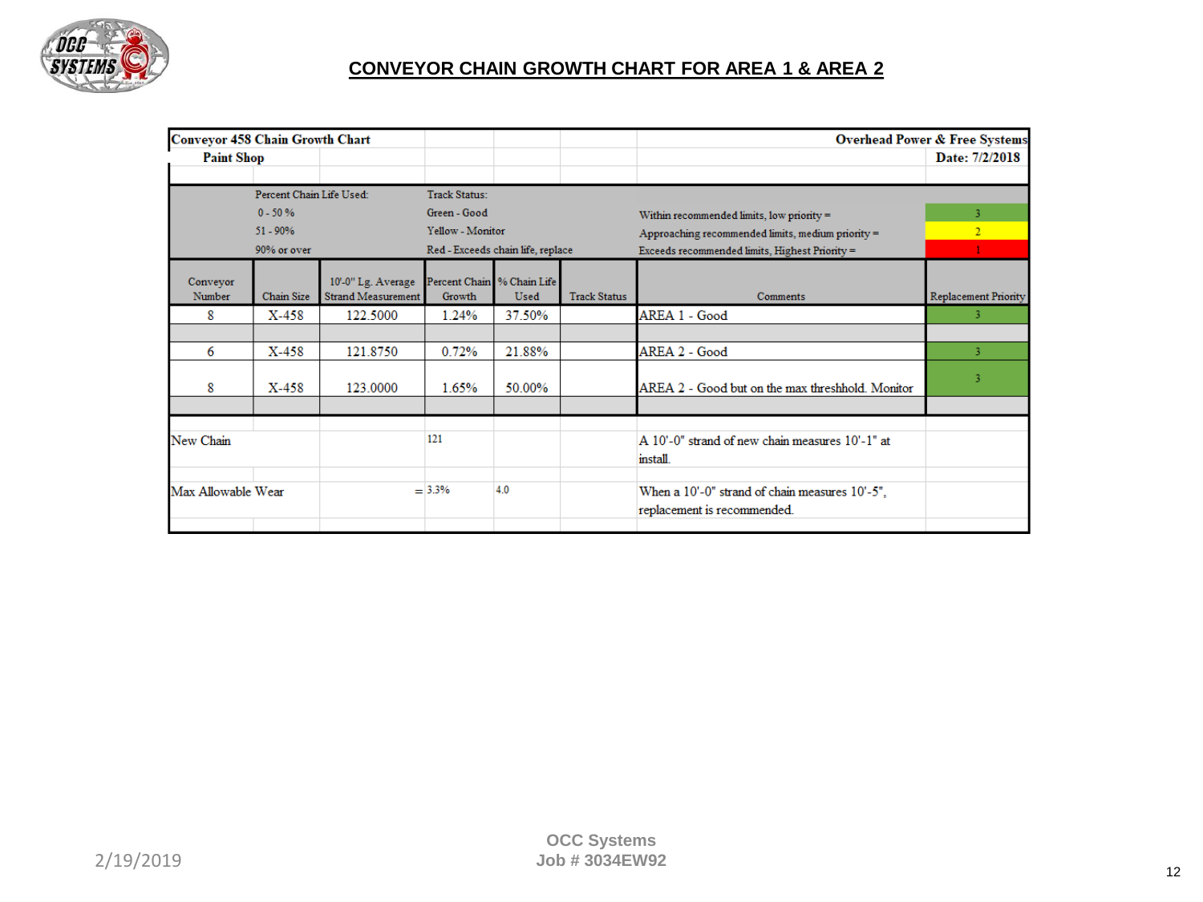# CONVEYOR CHAIN GROWTH CHART FOR AREA 1 & AREA 2

| | | | | | | | |
|---|---|---|---|---|---|---|---|
| **Conveyor 458 Chain Growth Chart** | | | | | | **Overhead Power & Free Systems** | |
| **Paint Shop** | | | | | | | **Date: 7/2/2018** |
| | Percent Chain Life Used: | | Track Status: | | | | |
| | 0 - 50 % | | Green - Good | | | Within recommended limits, low priority = | 3 |
| | 51 - 90% | | Yellow - Monitor | | | Approaching recommended limits, medium priority = | 2 |
| | 90% or over | | Red - Exceeds chain life, replace | | | Exceeds recommended limits, Highest Priority = | 1 |
| Conveyor Number | Chain Size | 10'-0" Lg. Average Strand Measurement | Percent Chain Growth | % Chain Life Used | Track Status | Comments | Replacement Priority |
| 8 | X-458 | 122.5000 | 1.24% | 37.50% | | AREA 1 - Good | 3 |
| 6 | X-458 | 121.8750 | 0.72% | 21.88% | | AREA 2 - Good | 3 |
| 8 | X-458 | 123.0000 | 1.65% | 50.00% | | AREA 2 - Good but on the max threshhold. Monitor | 3 |
| New Chain | | | 121 | | | A 10'-0" strand of new chain measures 10'-1" at install. | |
| Max Allowable Wear | | = | 3.3% | 4.0 | | When a 10'-0" strand of chain measures 10'-5", replacement is recommended. | |

2/19/2019

OCC Systems
Job # 3034EW92